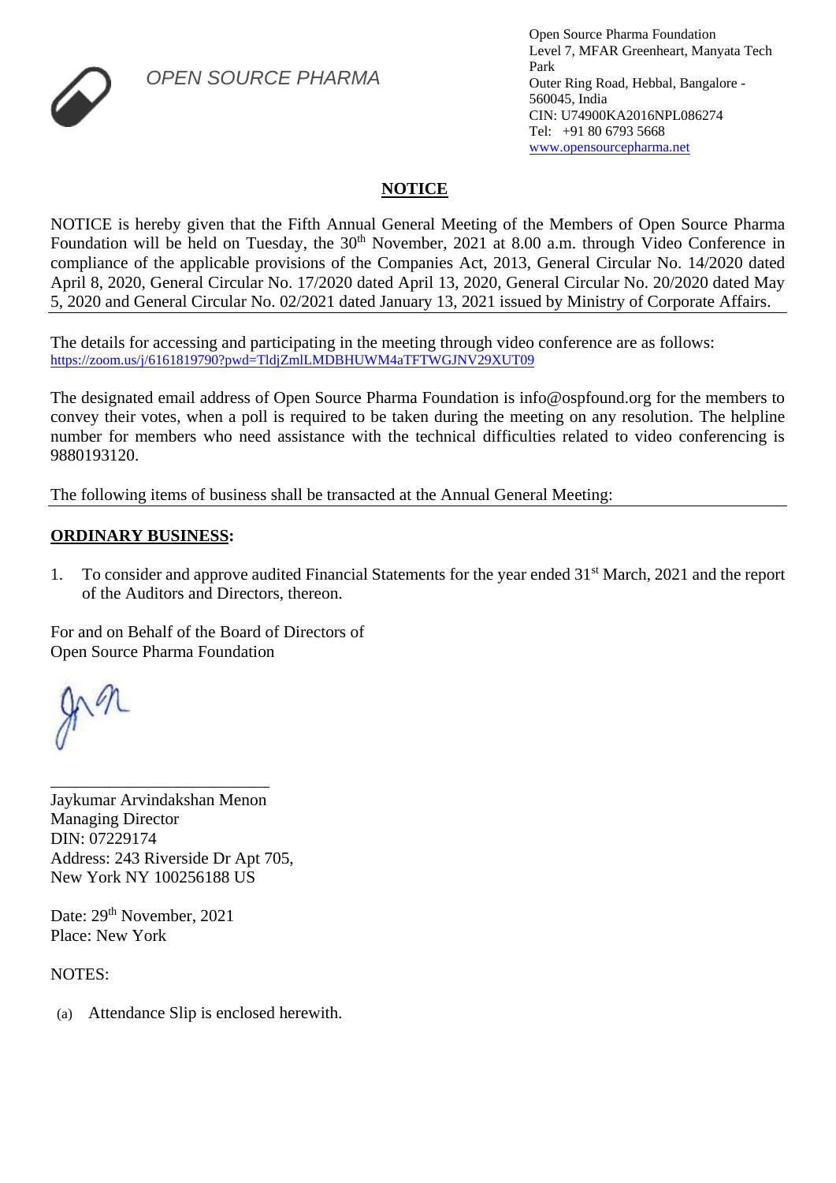OPEN SOURCE PHARMA

Open Source Pharma Foundation
Level 7, MFAR Greenheart, Manyata Tech Park
Outer Ring Road, Hebbal, Bangalore - 560045, India
CIN: U74900KA2016NPL086274
Tel: +91 80 6793 5668
www.opensourcepharma.net

## NOTICE

NOTICE is hereby given that the Fifth Annual General Meeting of the Members of Open Source Pharma Foundation will be held on Tuesday, the 30th November, 2021 at 8.00 a.m. through Video Conference in compliance of the applicable provisions of the Companies Act, 2013, General Circular No. 14/2020 dated April 8, 2020, General Circular No. 17/2020 dated April 13, 2020, General Circular No. 20/2020 dated May 5, 2020 and General Circular No. 02/2021 dated January 13, 2021 issued by Ministry of Corporate Affairs.

The details for accessing and participating in the meeting through video conference are as follows:
https://zoom.us/j/6161819790?pwd=TldjZmlLMDBHUWM4aTFTWGJNV29XUT09

The designated email address of Open Source Pharma Foundation is info@ospfound.org for the members to convey their votes, when a poll is required to be taken during the meeting on any resolution. The helpline number for members who need assistance with the technical difficulties related to video conferencing is 9880193120.

The following items of business shall be transacted at the Annual General Meeting:

**ORDINARY BUSINESS:**

1. To consider and approve audited Financial Statements for the year ended 31st March, 2021 and the report of the Auditors and Directors, thereon.

For and on Behalf of the Board of Directors of
Open Source Pharma Foundation

\_\_\_\_\_\_\_\_\_\_\_\_\_\_\_\_\_\_\_\_\_\_\_\_\_\_\_\_
Jaykumar Arvindakshan Menon
Managing Director
DIN: 07229174
Address: 243 Riverside Dr Apt 705,
New York NY 100256188 US

Date: 29th November, 2021
Place: New York

NOTES:

(a) Attendance Slip is enclosed herewith.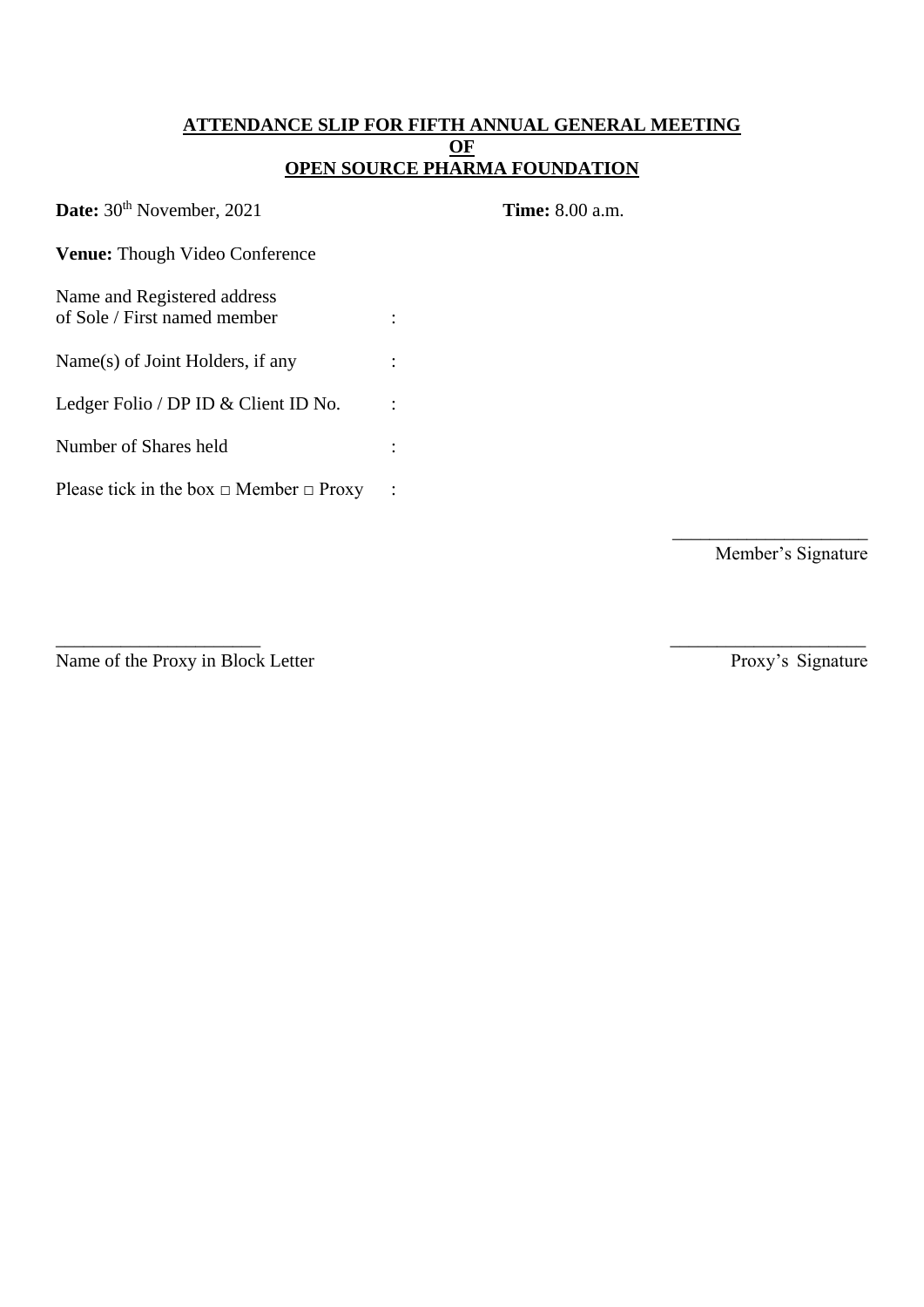**ATTENDANCE SLIP FOR FIFTH ANNUAL GENERAL MEETING**
**OF**
**OPEN SOURCE PHARMA FOUNDATION**

**Date:** 30th November, 2021 **Time:** 8.00 a.m.

**Venue:** Though Video Conference

Name and Registered address of Sole / First named member :

Name(s) of Joint Holders, if any :

Ledger Folio / DP ID & Client ID No. :

Number of Shares held :

Please tick in the box □ Member □ Proxy :

\_\_\_\_\_\_\_\_\_\_\_\_\_\_\_\_\_\_\_\_\_
Member's Signature

\_\_\_\_\_\_\_\_\_\_\_\_\_\_\_\_\_\_\_\_\_
Name of the Proxy in Block Letter

\_\_\_\_\_\_\_\_\_\_\_\_\_\_\_\_\_\_\_\_\_
Proxy's Signature